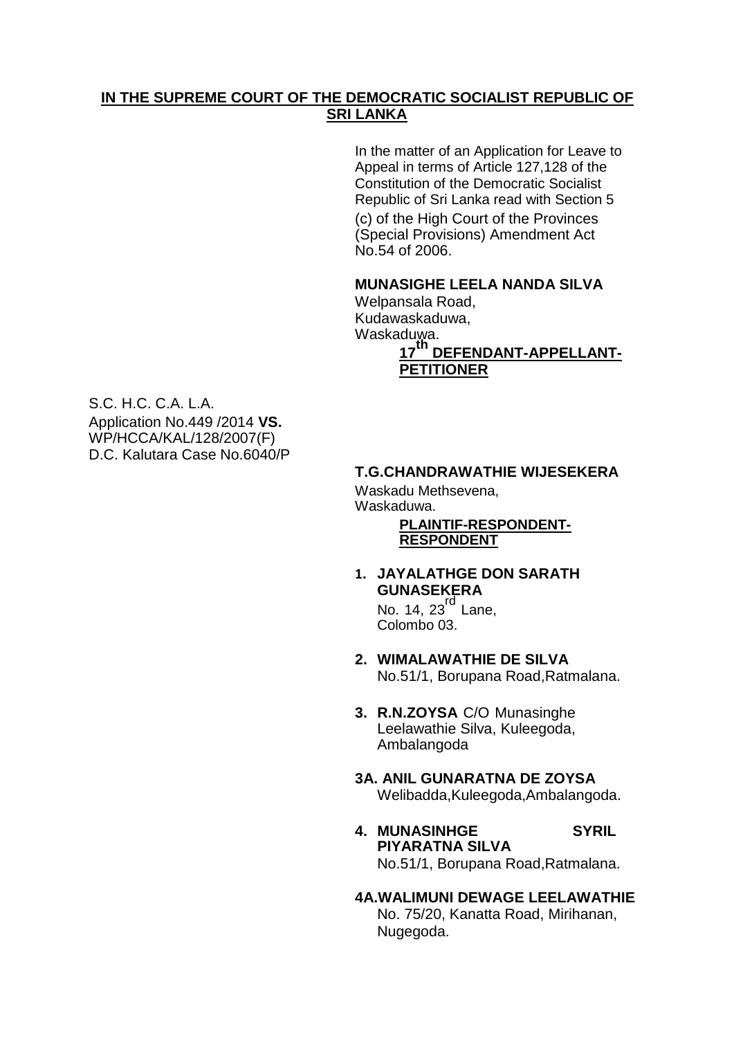**IN THE SUPREME COURT OF THE DEMOCRATIC SOCIALIST REPUBLIC OF SRI LANKA**

In the matter of an Application for Leave to Appeal in terms of Article 127,128 of the Constitution of the Democratic Socialist Republic of Sri Lanka read with Section 5 (c) of the High Court of the Provinces (Special Provisions) Amendment Act No.54 of 2006.

**MUNASIGHE LEELA NANDA SILVA**
Welpansala Road,
Kudawaskaduwa,
Waskaduwa.

**17th DEFENDANT-APPELLANT-PETITIONER**

S.C. H.C. C.A. L.A.
Application No.449 /2014 **VS.**
WP/HCCA/KAL/128/2007(F)
D.C. Kalutara Case No.6040/P

**T.G.CHANDRAWATHIE WIJESEKERA**
Waskadu Methsevena,
Waskaduwa.

**PLAINTIF-RESPONDENT-RESPONDENT**

1. **JAYALATHGE DON SARATH GUNASEKERA**
   No. 14, 23rd Lane,
   Colombo 03.

2. **WIMALAWATHIE DE SILVA**
   No.51/1, Borupana Road,Ratmalana.

3. **R.N.ZOYSA** C/O Munasinghe Leelawathie Silva, Kuleegoda, Ambalangoda

**3A. ANIL GUNARATNA DE ZOYSA**
Welibadda,Kuleegoda,Ambalangoda.

4. **MUNASINHGE SYRIL PIYARATNA SILVA**
   No.51/1, Borupana Road,Ratmalana.

**4A.WALIMUNI DEWAGE LEELAWATHIE**
No. 75/20, Kanatta Road, Mirihanan, Nugegoda.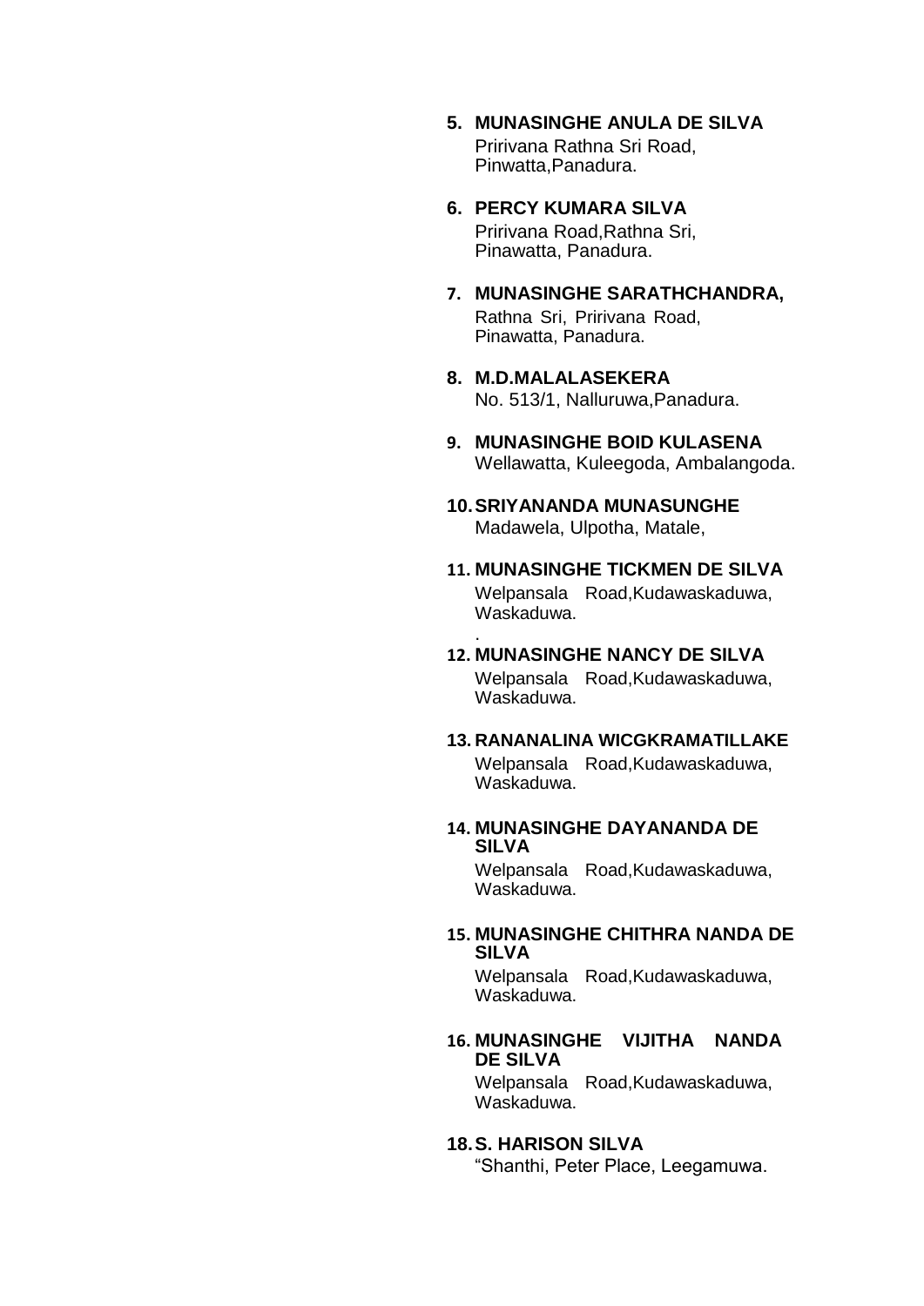5. **MUNASINGHE ANULA DE SILVA**
   Pririvana Rathna Sri Road,
   Pinwatta,Panadura.

6. **PERCY KUMARA SILVA**
   Pririvana Road,Rathna Sri,
   Pinawatta, Panadura.

7. **MUNASINGHE SARATHCHANDRA,**
   Rathna Sri, Pririvana Road,
   Pinawatta, Panadura.

8. **M.D.MALALASEKERA**
   No. 513/1, Nalluruwa,Panadura.

9. **MUNASINGHE BOID KULASENA**
   Wellawatta, Kuleegoda, Ambalangoda.

10. **SRIYANANDA MUNASUNGHE**
    Madawela, Ulpotha, Matale,

11. **MUNASINGHE TICKMEN DE SILVA**
    Welpansala Road,Kudawaskaduwa,
    Waskaduwa.
    .

12. **MUNASINGHE NANCY DE SILVA**
    Welpansala Road,Kudawaskaduwa,
    Waskaduwa.

13. **RANANALINA WICGKRAMATILLAKE**
    Welpansala Road,Kudawaskaduwa,
    Waskaduwa.

14. **MUNASINGHE DAYANANDA DE SILVA**
    Welpansala Road,Kudawaskaduwa,
    Waskaduwa.

15. **MUNASINGHE CHITHRA NANDA DE SILVA**
    Welpansala Road,Kudawaskaduwa,
    Waskaduwa.

16. **MUNASINGHE VIJITHA NANDA DE SILVA**
    Welpansala Road,Kudawaskaduwa,
    Waskaduwa.

18. **S. HARISON SILVA**
    "Shanthi, Peter Place, Leegamuwa.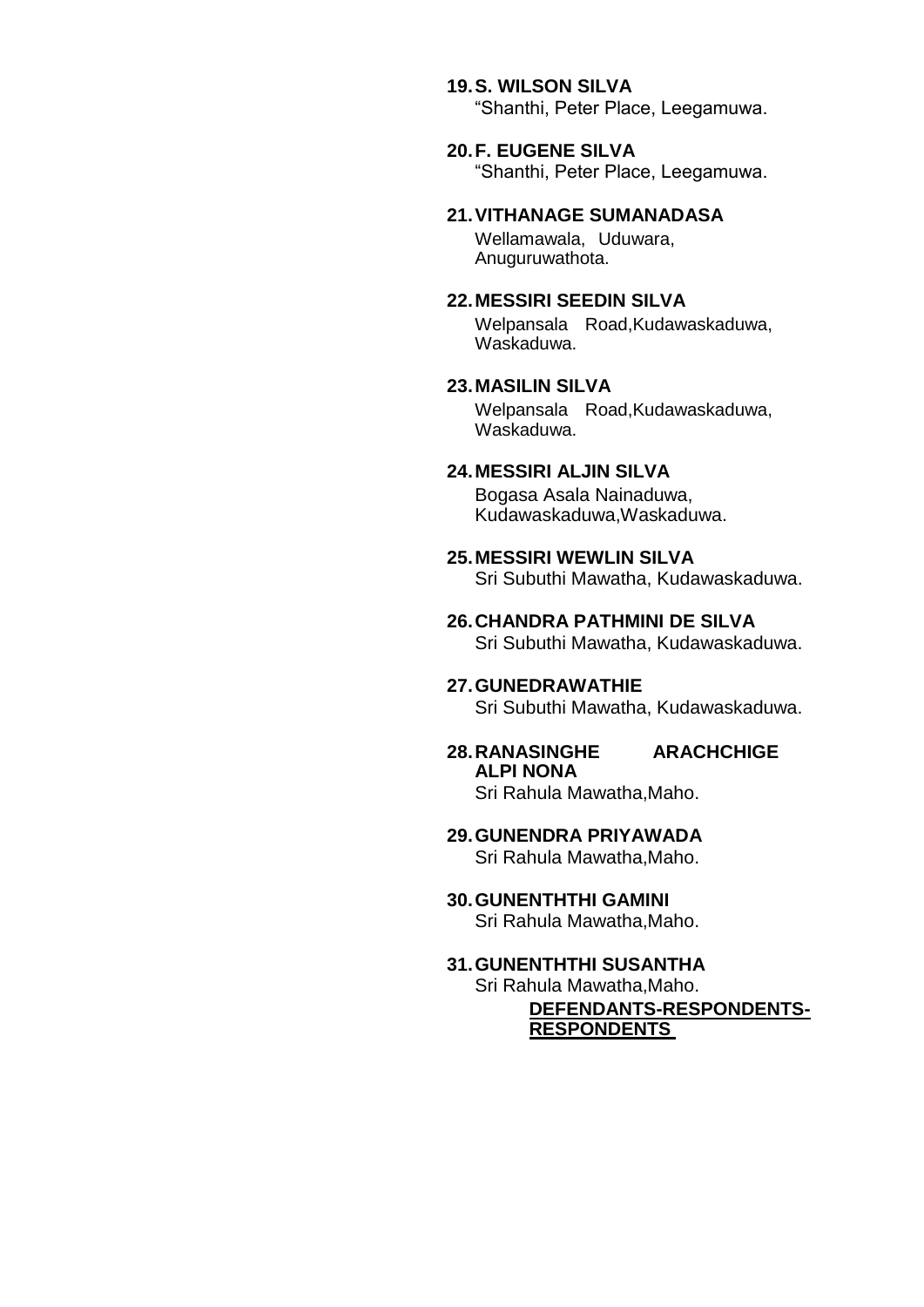19. **S. WILSON SILVA**
    "Shanthi, Peter Place, Leegamuwa.

20. **F. EUGENE SILVA**
    "Shanthi, Peter Place, Leegamuwa.

21. **VITHANAGE SUMANADASA**
    Wellamawala, Uduwara, Anuguruwathota.

22. **MESSIRI SEEDIN SILVA**
    Welpansala Road,Kudawaskaduwa, Waskaduwa.

23. **MASILIN SILVA**
    Welpansala Road,Kudawaskaduwa, Waskaduwa.

24. **MESSIRI ALJIN SILVA**
    Bogasa Asala Nainaduwa, Kudawaskaduwa,Waskaduwa.

25. **MESSIRI WEWLIN SILVA**
    Sri Subuthi Mawatha, Kudawaskaduwa.

26. **CHANDRA PATHMINI DE SILVA**
    Sri Subuthi Mawatha, Kudawaskaduwa.

27. **GUNEDRAWATHIE**
    Sri Subuthi Mawatha, Kudawaskaduwa.

28. **RANASINGHE ARACHCHIGE ALPI NONA**
    Sri Rahula Mawatha,Maho.

29. **GUNENDRA PRIYAWADA**
    Sri Rahula Mawatha,Maho.

30. **GUNENTHTHI GAMINI**
    Sri Rahula Mawatha,Maho.

31. **GUNENTHTHI SUSANTHA**
    Sri Rahula Mawatha,Maho.

**DEFENDANTS-RESPONDENTS-RESPONDENTS**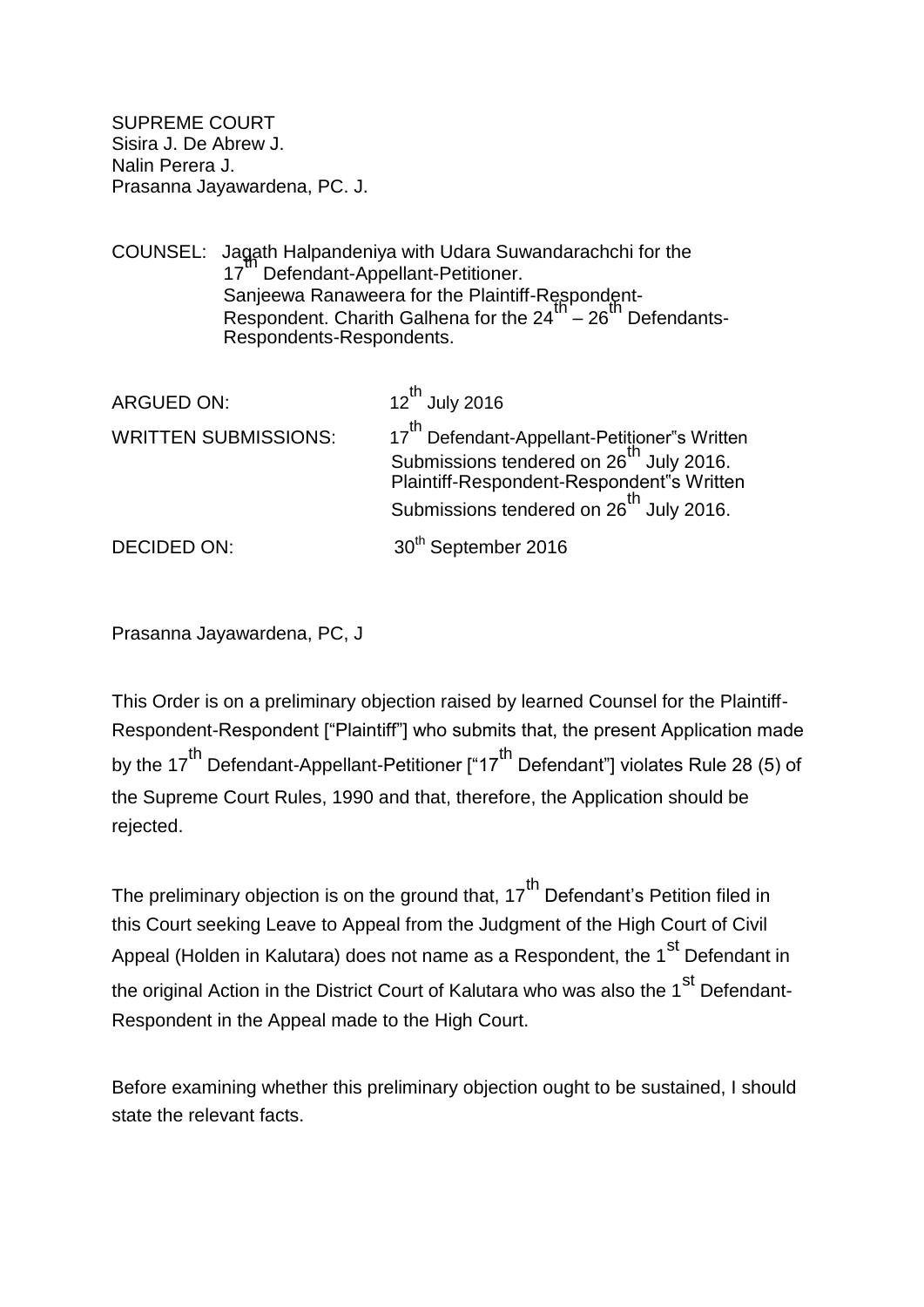SUPREME COURT
Sisira J. De Abrew J.
Nalin Perera J.
Prasanna Jayawardena, PC. J.

COUNSEL: Jagath Halpandeniya with Udara Suwandarachchi for the 17th Defendant-Appellant-Petitioner.
Sanjeewa Ranaweera for the Plaintiff-Respondent-Respondent. Charith Galhena for the 24th – 26th Defendants-Respondents-Respondents.

| | |
|---|---|
| ARGUED ON: | 12th July 2016 |
| WRITTEN SUBMISSIONS: | 17th Defendant-Appellant-Petitioner"s Written Submissions tendered on 26th July 2016. Plaintiff-Respondent-Respondent"s Written Submissions tendered on 26th July 2016. |
| DECIDED ON: | 30th September 2016 |

Prasanna Jayawardena, PC, J

This Order is on a preliminary objection raised by learned Counsel for the Plaintiff-Respondent-Respondent ["Plaintiff"] who submits that, the present Application made by the 17th Defendant-Appellant-Petitioner ["17th Defendant"] violates Rule 28 (5) of the Supreme Court Rules, 1990 and that, therefore, the Application should be rejected.

The preliminary objection is on the ground that, 17th Defendant's Petition filed in this Court seeking Leave to Appeal from the Judgment of the High Court of Civil Appeal (Holden in Kalutara) does not name as a Respondent, the 1st Defendant in the original Action in the District Court of Kalutara who was also the 1st Defendant-Respondent in the Appeal made to the High Court.

Before examining whether this preliminary objection ought to be sustained, I should state the relevant facts.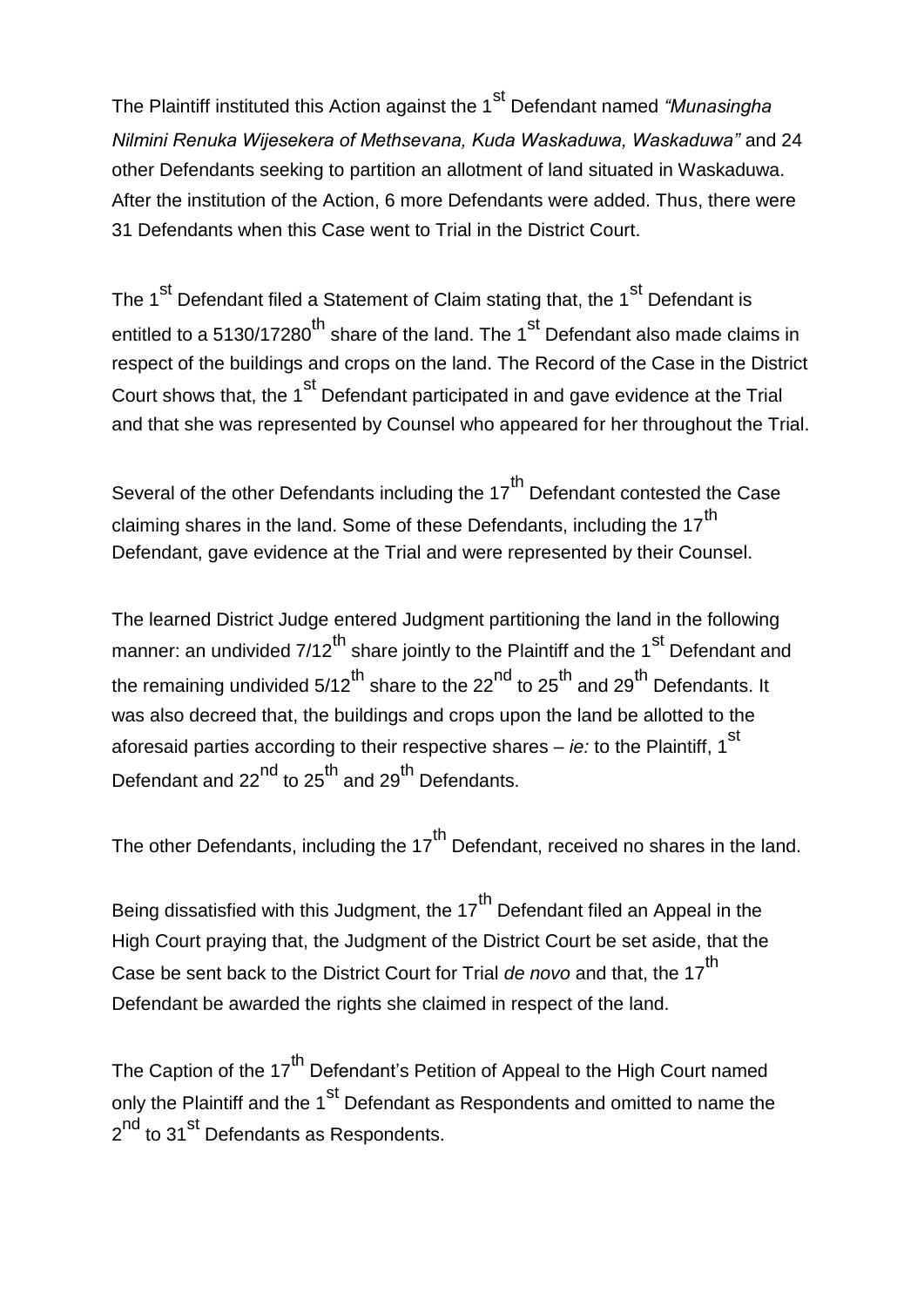The Plaintiff instituted this Action against the 1st Defendant named *"Munasingha Nilmini Renuka Wijesekera of Methsevana, Kuda Waskaduwa, Waskaduwa"* and 24 other Defendants seeking to partition an allotment of land situated in Waskaduwa. After the institution of the Action, 6 more Defendants were added. Thus, there were 31 Defendants when this Case went to Trial in the District Court.

The 1st Defendant filed a Statement of Claim stating that, the 1st Defendant is entitled to a 5130/17280th share of the land. The 1st Defendant also made claims in respect of the buildings and crops on the land. The Record of the Case in the District Court shows that, the 1st Defendant participated in and gave evidence at the Trial and that she was represented by Counsel who appeared for her throughout the Trial.

Several of the other Defendants including the 17th Defendant contested the Case claiming shares in the land. Some of these Defendants, including the 17th Defendant, gave evidence at the Trial and were represented by their Counsel.

The learned District Judge entered Judgment partitioning the land in the following manner: an undivided 7/12th share jointly to the Plaintiff and the 1st Defendant and the remaining undivided 5/12th share to the 22nd to 25th and 29th Defendants. It was also decreed that, the buildings and crops upon the land be allotted to the aforesaid parties according to their respective shares – *ie:* to the Plaintiff, 1st Defendant and 22nd to 25th and 29th Defendants.

The other Defendants, including the 17th Defendant, received no shares in the land.

Being dissatisfied with this Judgment, the 17th Defendant filed an Appeal in the High Court praying that, the Judgment of the District Court be set aside, that the Case be sent back to the District Court for Trial *de novo* and that, the 17th Defendant be awarded the rights she claimed in respect of the land.

The Caption of the 17th Defendant's Petition of Appeal to the High Court named only the Plaintiff and the 1st Defendant as Respondents and omitted to name the 2nd to 31st Defendants as Respondents.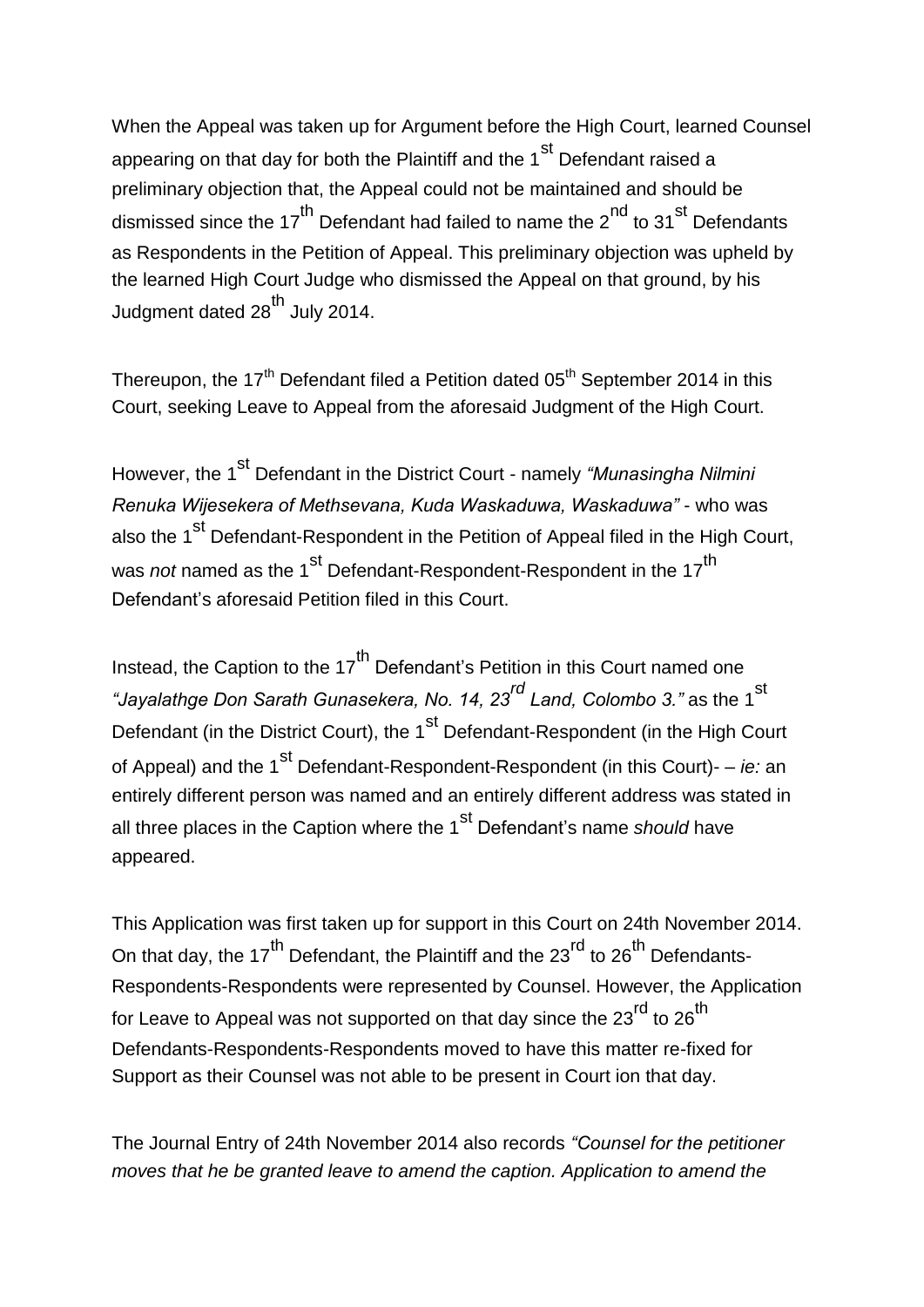When the Appeal was taken up for Argument before the High Court, learned Counsel appearing on that day for both the Plaintiff and the 1st Defendant raised a preliminary objection that, the Appeal could not be maintained and should be dismissed since the 17th Defendant had failed to name the 2nd to 31st Defendants as Respondents in the Petition of Appeal. This preliminary objection was upheld by the learned High Court Judge who dismissed the Appeal on that ground, by his Judgment dated 28th July 2014.

Thereupon, the 17th Defendant filed a Petition dated 05th September 2014 in this Court, seeking Leave to Appeal from the aforesaid Judgment of the High Court.

However, the 1st Defendant in the District Court - namely *"Munasingha Nilmini Renuka Wijesekera of Methsevana, Kuda Waskaduwa, Waskaduwa"* - who was also the 1st Defendant-Respondent in the Petition of Appeal filed in the High Court, was *not* named as the 1st Defendant-Respondent-Respondent in the 17th Defendant's aforesaid Petition filed in this Court.

Instead, the Caption to the 17th Defendant's Petition in this Court named one *"Jayalathge Don Sarath Gunasekera, No. 14, 23rd Land, Colombo 3."* as the 1st Defendant (in the District Court), the 1st Defendant-Respondent (in the High Court of Appeal) and the 1st Defendant-Respondent-Respondent (in this Court)- – *ie:* an entirely different person was named and an entirely different address was stated in all three places in the Caption where the 1st Defendant's name *should* have appeared.

This Application was first taken up for support in this Court on 24th November 2014. On that day, the 17th Defendant, the Plaintiff and the 23rd to 26th Defendants-Respondents-Respondents were represented by Counsel. However, the Application for Leave to Appeal was not supported on that day since the 23rd to 26th Defendants-Respondents-Respondents moved to have this matter re-fixed for Support as their Counsel was not able to be present in Court ion that day.

The Journal Entry of 24th November 2014 also records *"Counsel for the petitioner moves that he be granted leave to amend the caption. Application to amend the*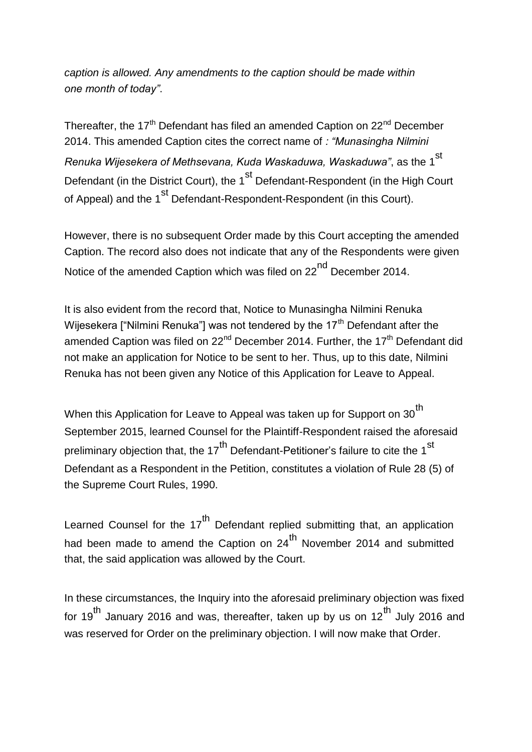*caption is allowed. Any amendments to the caption should be made within one month of today"*.

Thereafter, the 17th Defendant has filed an amended Caption on 22nd December 2014. This amended Caption cites the correct name of *: "Munasingha Nilmini Renuka Wijesekera of Methsevana, Kuda Waskaduwa, Waskaduwa"*, as the 1st Defendant (in the District Court), the 1st Defendant-Respondent (in the High Court of Appeal) and the 1st Defendant-Respondent-Respondent (in this Court).

However, there is no subsequent Order made by this Court accepting the amended Caption. The record also does not indicate that any of the Respondents were given Notice of the amended Caption which was filed on 22nd December 2014.

It is also evident from the record that, Notice to Munasingha Nilmini Renuka Wijesekera ["Nilmini Renuka"] was not tendered by the 17th Defendant after the amended Caption was filed on 22nd December 2014. Further, the 17th Defendant did not make an application for Notice to be sent to her. Thus, up to this date, Nilmini Renuka has not been given any Notice of this Application for Leave to Appeal.

When this Application for Leave to Appeal was taken up for Support on 30th September 2015, learned Counsel for the Plaintiff-Respondent raised the aforesaid preliminary objection that, the 17th Defendant-Petitioner's failure to cite the 1st Defendant as a Respondent in the Petition, constitutes a violation of Rule 28 (5) of the Supreme Court Rules, 1990.

Learned Counsel for the 17th Defendant replied submitting that, an application had been made to amend the Caption on 24th November 2014 and submitted that, the said application was allowed by the Court.

In these circumstances, the Inquiry into the aforesaid preliminary objection was fixed for 19th January 2016 and was, thereafter, taken up by us on 12th July 2016 and was reserved for Order on the preliminary objection. I will now make that Order.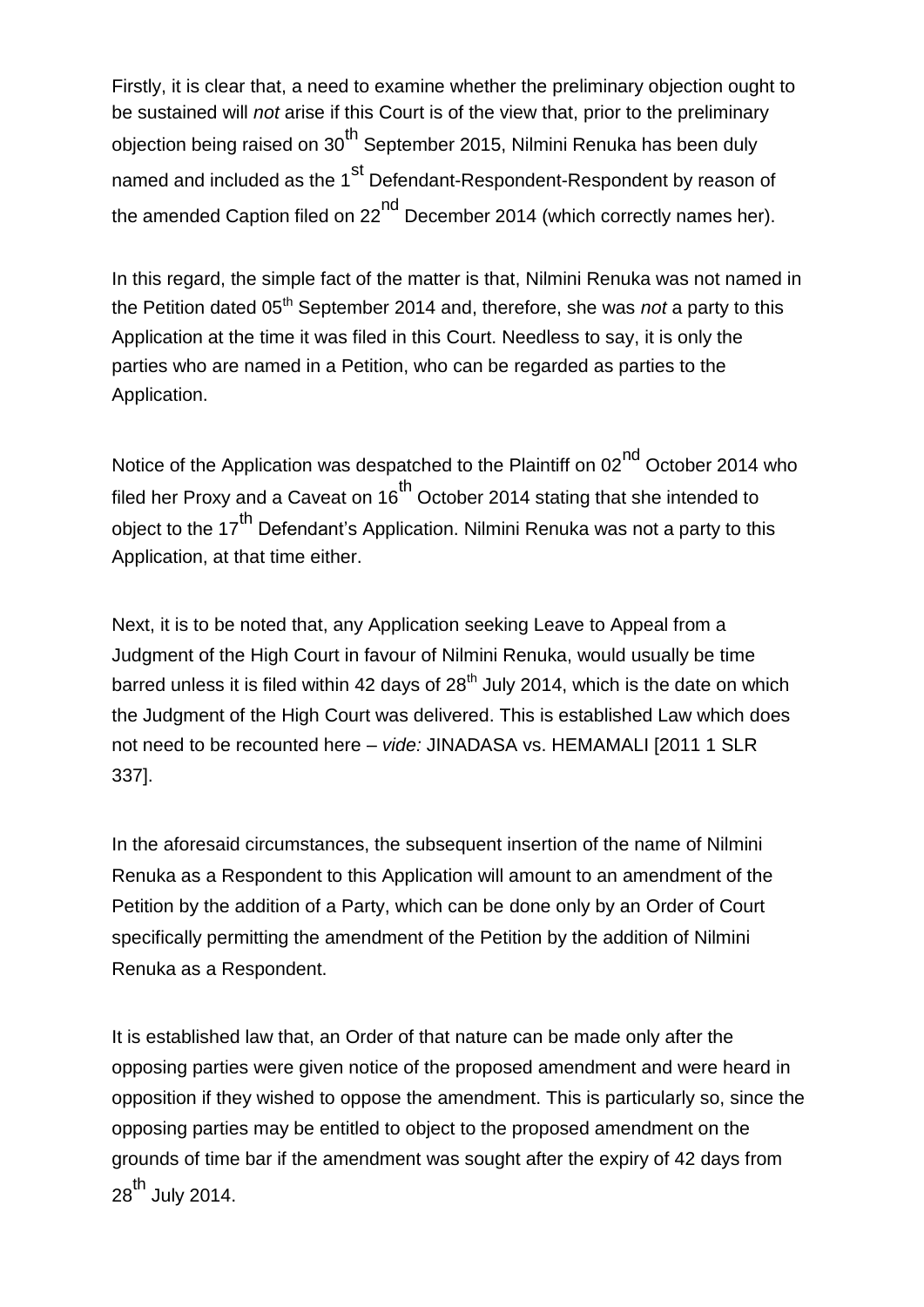Firstly, it is clear that, a need to examine whether the preliminary objection ought to be sustained will *not* arise if this Court is of the view that, prior to the preliminary objection being raised on 30th September 2015, Nilmini Renuka has been duly named and included as the 1st Defendant-Respondent-Respondent by reason of the amended Caption filed on 22nd December 2014 (which correctly names her).

In this regard, the simple fact of the matter is that, Nilmini Renuka was not named in the Petition dated 05th September 2014 and, therefore, she was *not* a party to this Application at the time it was filed in this Court. Needless to say, it is only the parties who are named in a Petition, who can be regarded as parties to the Application.

Notice of the Application was despatched to the Plaintiff on 02nd October 2014 who filed her Proxy and a Caveat on 16th October 2014 stating that she intended to object to the 17th Defendant's Application. Nilmini Renuka was not a party to this Application, at that time either.

Next, it is to be noted that, any Application seeking Leave to Appeal from a Judgment of the High Court in favour of Nilmini Renuka, would usually be time barred unless it is filed within 42 days of 28th July 2014, which is the date on which the Judgment of the High Court was delivered. This is established Law which does not need to be recounted here – *vide:* JINADASA vs. HEMAMALI [2011 1 SLR 337].

In the aforesaid circumstances, the subsequent insertion of the name of Nilmini Renuka as a Respondent to this Application will amount to an amendment of the Petition by the addition of a Party, which can be done only by an Order of Court specifically permitting the amendment of the Petition by the addition of Nilmini Renuka as a Respondent.

It is established law that, an Order of that nature can be made only after the opposing parties were given notice of the proposed amendment and were heard in opposition if they wished to oppose the amendment. This is particularly so, since the opposing parties may be entitled to object to the proposed amendment on the grounds of time bar if the amendment was sought after the expiry of 42 days from 28th July 2014.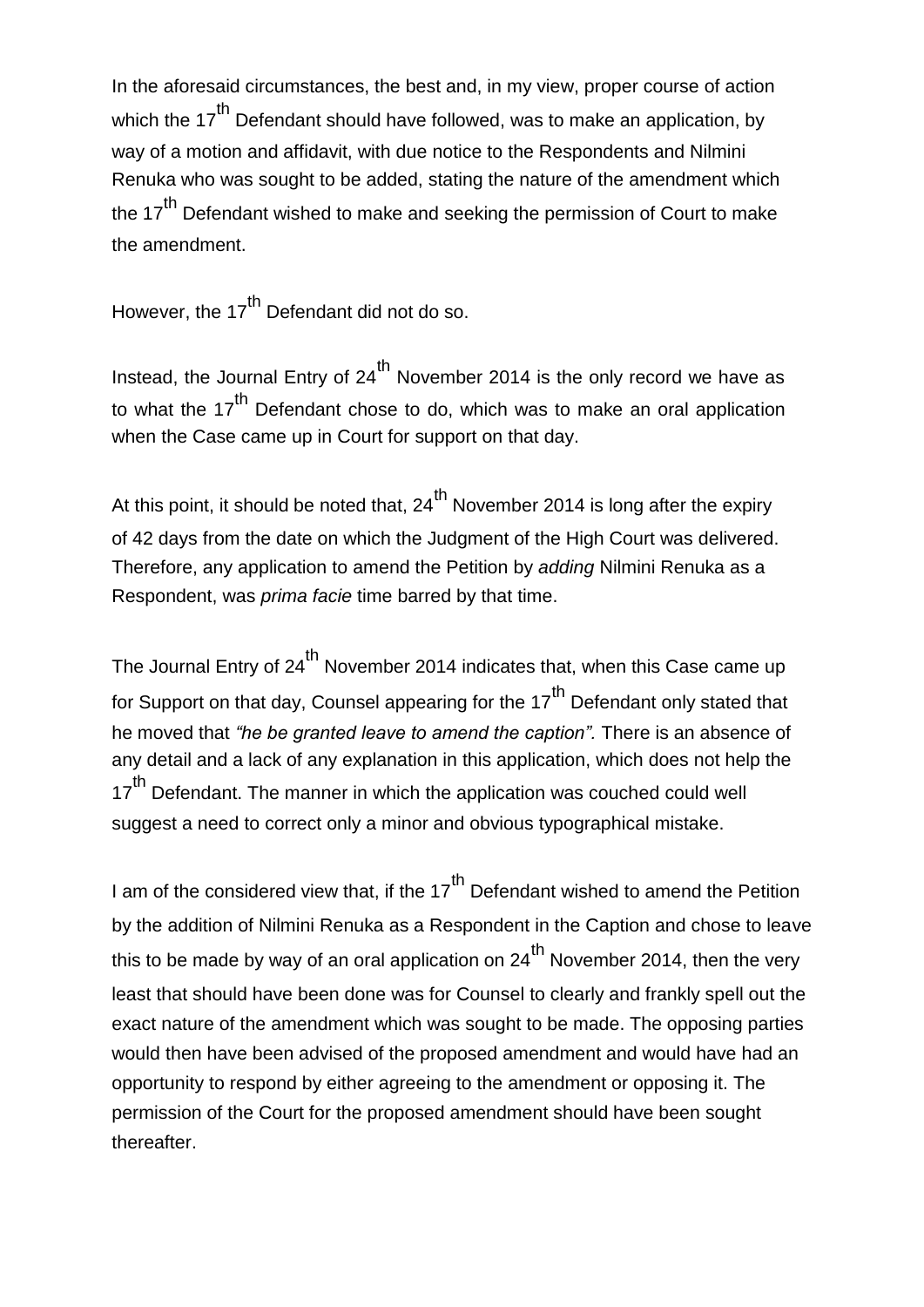In the aforesaid circumstances, the best and, in my view, proper course of action which the 17th Defendant should have followed, was to make an application, by way of a motion and affidavit, with due notice to the Respondents and Nilmini Renuka who was sought to be added, stating the nature of the amendment which the 17th Defendant wished to make and seeking the permission of Court to make the amendment.

However, the 17th Defendant did not do so.

Instead, the Journal Entry of 24th November 2014 is the only record we have as to what the 17th Defendant chose to do, which was to make an oral application when the Case came up in Court for support on that day.

At this point, it should be noted that, 24th November 2014 is long after the expiry of 42 days from the date on which the Judgment of the High Court was delivered. Therefore, any application to amend the Petition by *adding* Nilmini Renuka as a Respondent, was *prima facie* time barred by that time.

The Journal Entry of 24th November 2014 indicates that, when this Case came up for Support on that day, Counsel appearing for the 17th Defendant only stated that he moved that *"he be granted leave to amend the caption".* There is an absence of any detail and a lack of any explanation in this application, which does not help the 17th Defendant. The manner in which the application was couched could well suggest a need to correct only a minor and obvious typographical mistake.

I am of the considered view that, if the 17th Defendant wished to amend the Petition by the addition of Nilmini Renuka as a Respondent in the Caption and chose to leave this to be made by way of an oral application on 24th November 2014, then the very least that should have been done was for Counsel to clearly and frankly spell out the exact nature of the amendment which was sought to be made. The opposing parties would then have been advised of the proposed amendment and would have had an opportunity to respond by either agreeing to the amendment or opposing it. The permission of the Court for the proposed amendment should have been sought thereafter.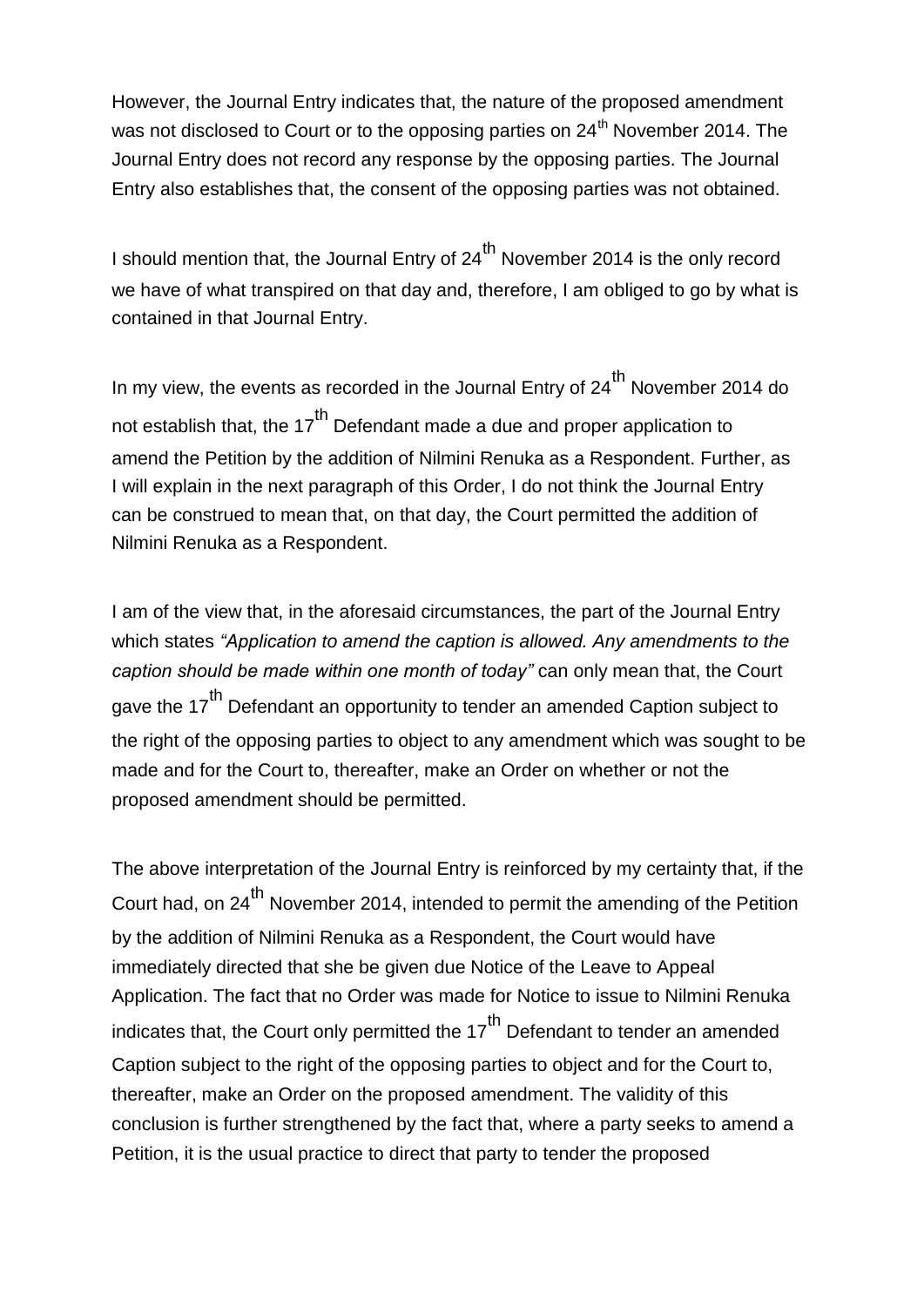However, the Journal Entry indicates that, the nature of the proposed amendment was not disclosed to Court or to the opposing parties on 24th November 2014. The Journal Entry does not record any response by the opposing parties. The Journal Entry also establishes that, the consent of the opposing parties was not obtained.

I should mention that, the Journal Entry of 24th November 2014 is the only record we have of what transpired on that day and, therefore, I am obliged to go by what is contained in that Journal Entry.

In my view, the events as recorded in the Journal Entry of 24th November 2014 do not establish that, the 17th Defendant made a due and proper application to amend the Petition by the addition of Nilmini Renuka as a Respondent. Further, as I will explain in the next paragraph of this Order, I do not think the Journal Entry can be construed to mean that, on that day, the Court permitted the addition of Nilmini Renuka as a Respondent.

I am of the view that, in the aforesaid circumstances, the part of the Journal Entry which states *"Application to amend the caption is allowed. Any amendments to the caption should be made within one month of today"* can only mean that, the Court gave the 17th Defendant an opportunity to tender an amended Caption subject to the right of the opposing parties to object to any amendment which was sought to be made and for the Court to, thereafter, make an Order on whether or not the proposed amendment should be permitted.

The above interpretation of the Journal Entry is reinforced by my certainty that, if the Court had, on 24th November 2014, intended to permit the amending of the Petition by the addition of Nilmini Renuka as a Respondent, the Court would have immediately directed that she be given due Notice of the Leave to Appeal Application. The fact that no Order was made for Notice to issue to Nilmini Renuka indicates that, the Court only permitted the 17th Defendant to tender an amended Caption subject to the right of the opposing parties to object and for the Court to, thereafter, make an Order on the proposed amendment. The validity of this conclusion is further strengthened by the fact that, where a party seeks to amend a Petition, it is the usual practice to direct that party to tender the proposed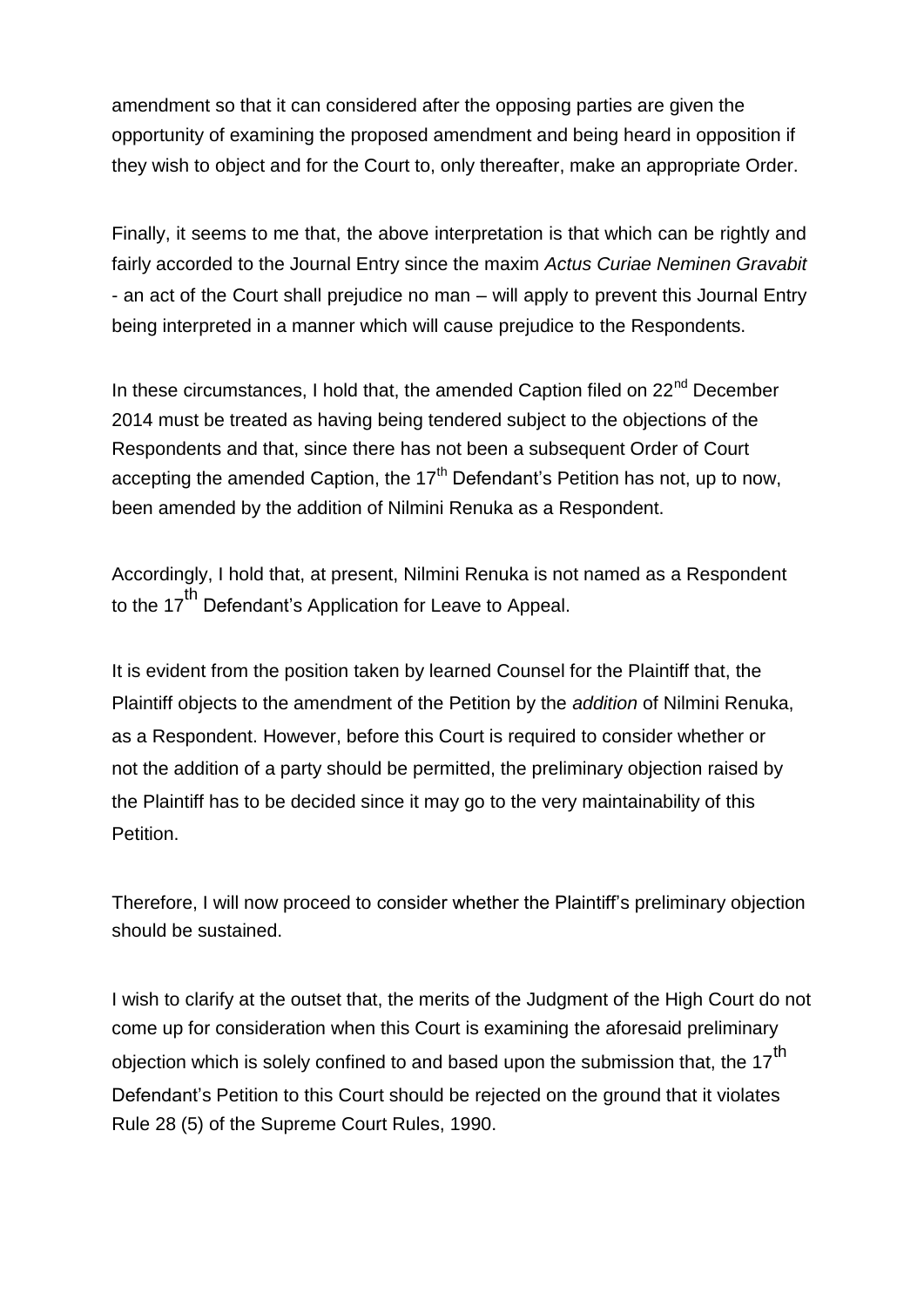amendment so that it can considered after the opposing parties are given the opportunity of examining the proposed amendment and being heard in opposition if they wish to object and for the Court to, only thereafter, make an appropriate Order.

Finally, it seems to me that, the above interpretation is that which can be rightly and fairly accorded to the Journal Entry since the maxim *Actus Curiae Neminen Gravabit* - an act of the Court shall prejudice no man – will apply to prevent this Journal Entry being interpreted in a manner which will cause prejudice to the Respondents.

In these circumstances, I hold that, the amended Caption filed on 22nd December 2014 must be treated as having being tendered subject to the objections of the Respondents and that, since there has not been a subsequent Order of Court accepting the amended Caption, the 17th Defendant's Petition has not, up to now, been amended by the addition of Nilmini Renuka as a Respondent.

Accordingly, I hold that, at present, Nilmini Renuka is not named as a Respondent to the 17th Defendant's Application for Leave to Appeal.

It is evident from the position taken by learned Counsel for the Plaintiff that, the Plaintiff objects to the amendment of the Petition by the *addition* of Nilmini Renuka, as a Respondent. However, before this Court is required to consider whether or not the addition of a party should be permitted, the preliminary objection raised by the Plaintiff has to be decided since it may go to the very maintainability of this Petition.

Therefore, I will now proceed to consider whether the Plaintiff's preliminary objection should be sustained.

I wish to clarify at the outset that, the merits of the Judgment of the High Court do not come up for consideration when this Court is examining the aforesaid preliminary objection which is solely confined to and based upon the submission that, the 17th Defendant's Petition to this Court should be rejected on the ground that it violates Rule 28 (5) of the Supreme Court Rules, 1990.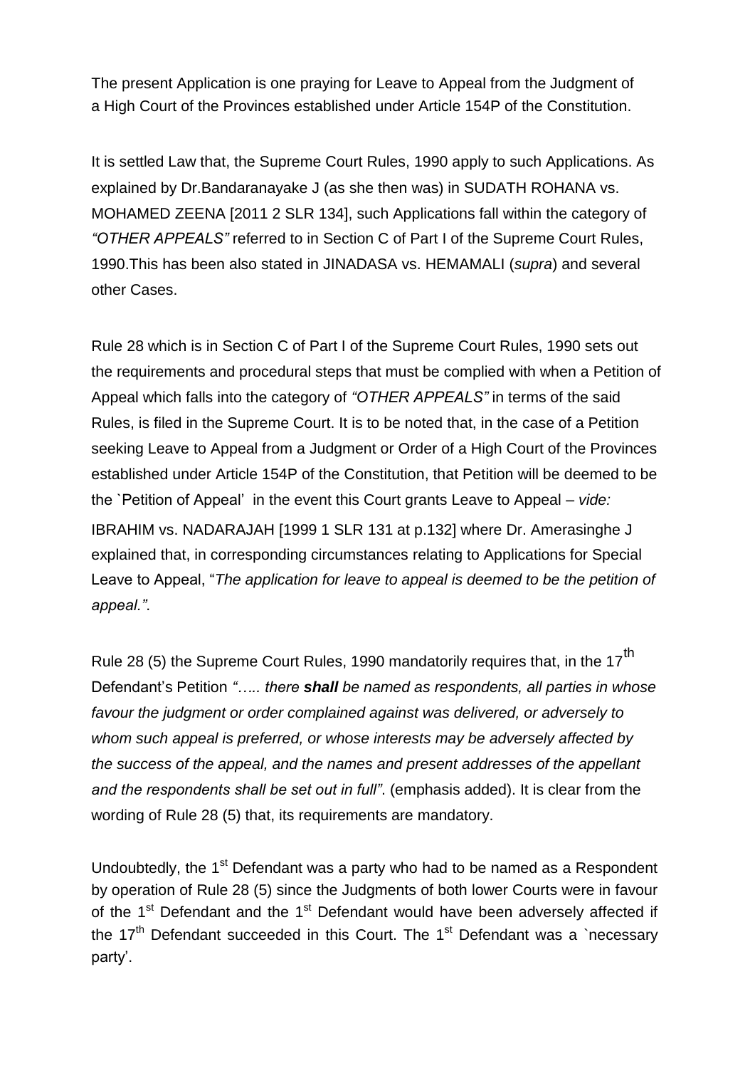The present Application is one praying for Leave to Appeal from the Judgment of a High Court of the Provinces established under Article 154P of the Constitution.

It is settled Law that, the Supreme Court Rules, 1990 apply to such Applications. As explained by Dr.Bandaranayake J (as she then was) in SUDATH ROHANA vs. MOHAMED ZEENA [2011 2 SLR 134], such Applications fall within the category of *"OTHER APPEALS"* referred to in Section C of Part I of the Supreme Court Rules, 1990.This has been also stated in JINADASA vs. HEMAMALI (*supra*) and several other Cases.

Rule 28 which is in Section C of Part I of the Supreme Court Rules, 1990 sets out the requirements and procedural steps that must be complied with when a Petition of Appeal which falls into the category of *"OTHER APPEALS"* in terms of the said Rules, is filed in the Supreme Court. It is to be noted that, in the case of a Petition seeking Leave to Appeal from a Judgment or Order of a High Court of the Provinces established under Article 154P of the Constitution, that Petition will be deemed to be the `Petition of Appeal' in the event this Court grants Leave to Appeal – *vide:* IBRAHIM vs. NADARAJAH [1999 1 SLR 131 at p.132] where Dr. Amerasinghe J explained that, in corresponding circumstances relating to Applications for Special Leave to Appeal, "*The application for leave to appeal is deemed to be the petition of appeal."*.

Rule 28 (5) the Supreme Court Rules, 1990 mandatorily requires that, in the 17th Defendant's Petition *"….. there **shall** be named as respondents, all parties in whose favour the judgment or order complained against was delivered, or adversely to whom such appeal is preferred, or whose interests may be adversely affected by the success of the appeal, and the names and present addresses of the appellant and the respondents shall be set out in full"*. (emphasis added). It is clear from the wording of Rule 28 (5) that, its requirements are mandatory.

Undoubtedly, the 1st Defendant was a party who had to be named as a Respondent by operation of Rule 28 (5) since the Judgments of both lower Courts were in favour of the 1st Defendant and the 1st Defendant would have been adversely affected if the 17th Defendant succeeded in this Court. The 1st Defendant was a `necessary party'.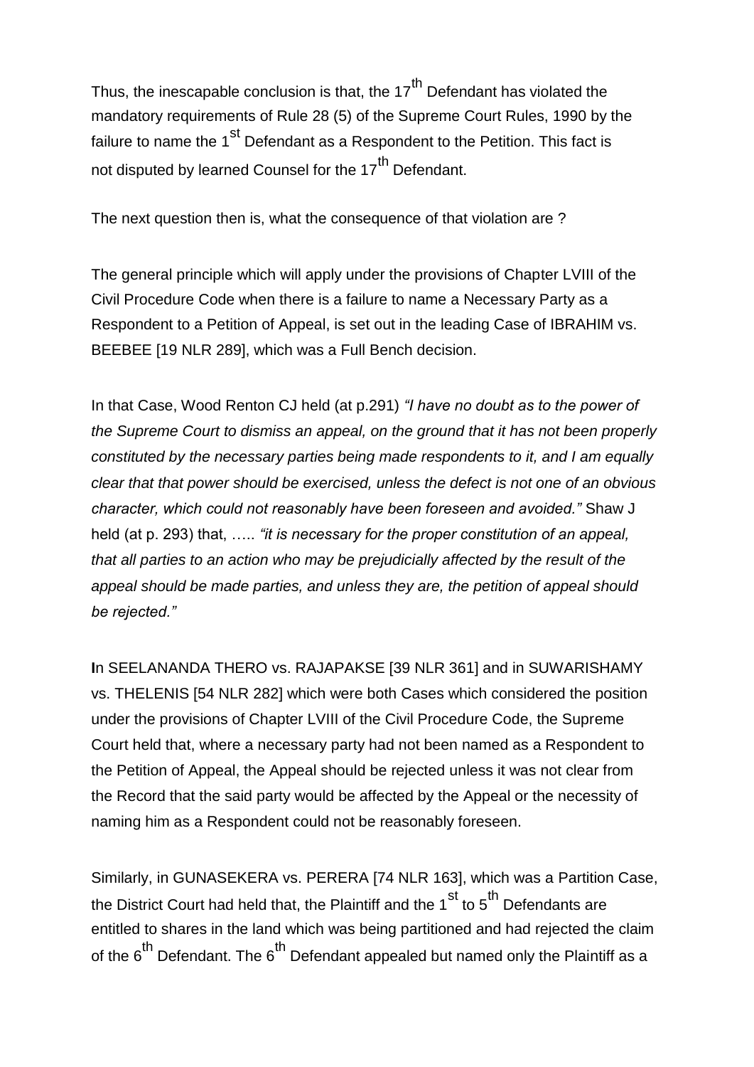Thus, the inescapable conclusion is that, the 17th Defendant has violated the mandatory requirements of Rule 28 (5) of the Supreme Court Rules, 1990 by the failure to name the 1st Defendant as a Respondent to the Petition. This fact is not disputed by learned Counsel for the 17th Defendant.

The next question then is, what the consequence of that violation are ?

The general principle which will apply under the provisions of Chapter LVIII of the Civil Procedure Code when there is a failure to name a Necessary Party as a Respondent to a Petition of Appeal, is set out in the leading Case of IBRAHIM vs. BEEBEE [19 NLR 289], which was a Full Bench decision.

In that Case, Wood Renton CJ held (at p.291) *"I have no doubt as to the power of the Supreme Court to dismiss an appeal, on the ground that it has not been properly constituted by the necessary parties being made respondents to it, and I am equally clear that that power should be exercised, unless the defect is not one of an obvious character, which could not reasonably have been foreseen and avoided."* Shaw J held (at p. 293) that, ….. *"it is necessary for the proper constitution of an appeal, that all parties to an action who may be prejudicially affected by the result of the appeal should be made parties, and unless they are, the petition of appeal should be rejected."*

**I**n SEELANANDA THERO vs. RAJAPAKSE [39 NLR 361] and in SUWARISHAMY vs. THELENIS [54 NLR 282] which were both Cases which considered the position under the provisions of Chapter LVIII of the Civil Procedure Code, the Supreme Court held that, where a necessary party had not been named as a Respondent to the Petition of Appeal, the Appeal should be rejected unless it was not clear from the Record that the said party would be affected by the Appeal or the necessity of naming him as a Respondent could not be reasonably foreseen.

Similarly, in GUNASEKERA vs. PERERA [74 NLR 163], which was a Partition Case, the District Court had held that, the Plaintiff and the 1st to 5th Defendants are entitled to shares in the land which was being partitioned and had rejected the claim of the 6th Defendant. The 6th Defendant appealed but named only the Plaintiff as a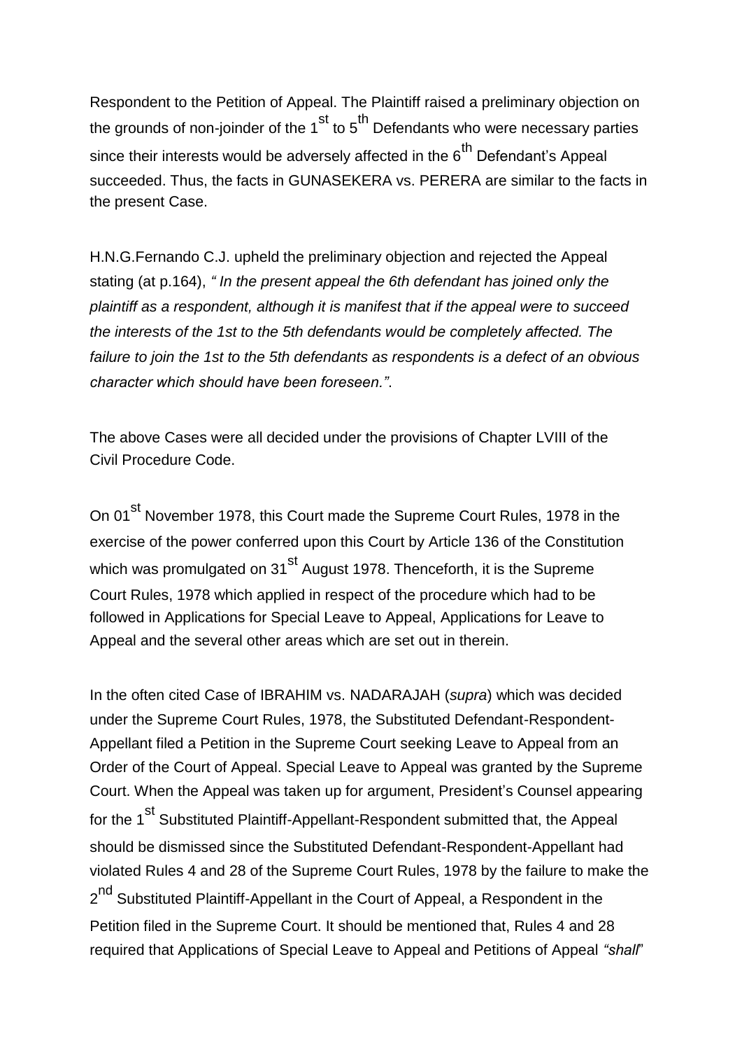Respondent to the Petition of Appeal. The Plaintiff raised a preliminary objection on the grounds of non-joinder of the 1st to 5th Defendants who were necessary parties since their interests would be adversely affected in the 6th Defendant's Appeal succeeded. Thus, the facts in GUNASEKERA vs. PERERA are similar to the facts in the present Case.

H.N.G.Fernando C.J. upheld the preliminary objection and rejected the Appeal stating (at p.164), *" In the present appeal the 6th defendant has joined only the plaintiff as a respondent, although it is manifest that if the appeal were to succeed the interests of the 1st to the 5th defendants would be completely affected. The failure to join the 1st to the 5th defendants as respondents is a defect of an obvious character which should have been foreseen."*.

The above Cases were all decided under the provisions of Chapter LVIII of the Civil Procedure Code.

On 01st November 1978, this Court made the Supreme Court Rules, 1978 in the exercise of the power conferred upon this Court by Article 136 of the Constitution which was promulgated on 31st August 1978. Thenceforth, it is the Supreme Court Rules, 1978 which applied in respect of the procedure which had to be followed in Applications for Special Leave to Appeal, Applications for Leave to Appeal and the several other areas which are set out in therein.

In the often cited Case of IBRAHIM vs. NADARAJAH (*supra*) which was decided under the Supreme Court Rules, 1978, the Substituted Defendant-Respondent-Appellant filed a Petition in the Supreme Court seeking Leave to Appeal from an Order of the Court of Appeal. Special Leave to Appeal was granted by the Supreme Court. When the Appeal was taken up for argument, President's Counsel appearing for the 1st Substituted Plaintiff-Appellant-Respondent submitted that, the Appeal should be dismissed since the Substituted Defendant-Respondent-Appellant had violated Rules 4 and 28 of the Supreme Court Rules, 1978 by the failure to make the 2nd Substituted Plaintiff-Appellant in the Court of Appeal, a Respondent in the Petition filed in the Supreme Court. It should be mentioned that, Rules 4 and 28 required that Applications of Special Leave to Appeal and Petitions of Appeal *"shall"*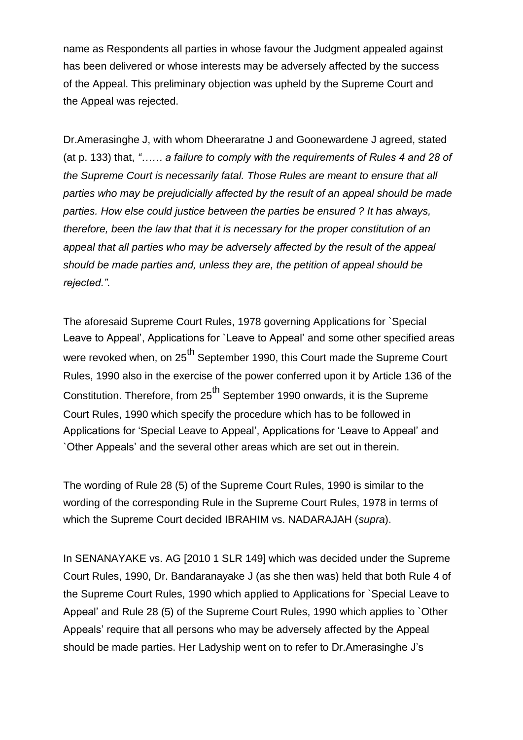name as Respondents all parties in whose favour the Judgment appealed against has been delivered or whose interests may be adversely affected by the success of the Appeal. This preliminary objection was upheld by the Supreme Court and the Appeal was rejected.

Dr.Amerasinghe J, with whom Dheeraratne J and Goonewardene J agreed, stated (at p. 133) that, *"…… a failure to comply with the requirements of Rules 4 and 28 of the Supreme Court is necessarily fatal. Those Rules are meant to ensure that all parties who may be prejudicially affected by the result of an appeal should be made parties. How else could justice between the parties be ensured ? It has always, therefore, been the law that that it is necessary for the proper constitution of an appeal that all parties who may be adversely affected by the result of the appeal should be made parties and, unless they are, the petition of appeal should be rejected."*.

The aforesaid Supreme Court Rules, 1978 governing Applications for `Special Leave to Appeal', Applications for `Leave to Appeal' and some other specified areas were revoked when, on 25th September 1990, this Court made the Supreme Court Rules, 1990 also in the exercise of the power conferred upon it by Article 136 of the Constitution. Therefore, from 25th September 1990 onwards, it is the Supreme Court Rules, 1990 which specify the procedure which has to be followed in Applications for 'Special Leave to Appeal', Applications for 'Leave to Appeal' and `Other Appeals' and the several other areas which are set out in therein.

The wording of Rule 28 (5) of the Supreme Court Rules, 1990 is similar to the wording of the corresponding Rule in the Supreme Court Rules, 1978 in terms of which the Supreme Court decided IBRAHIM vs. NADARAJAH (*supra*).

In SENANAYAKE vs. AG [2010 1 SLR 149] which was decided under the Supreme Court Rules, 1990, Dr. Bandaranayake J (as she then was) held that both Rule 4 of the Supreme Court Rules, 1990 which applied to Applications for `Special Leave to Appeal' and Rule 28 (5) of the Supreme Court Rules, 1990 which applies to `Other Appeals' require that all persons who may be adversely affected by the Appeal should be made parties. Her Ladyship went on to refer to Dr.Amerasinghe J's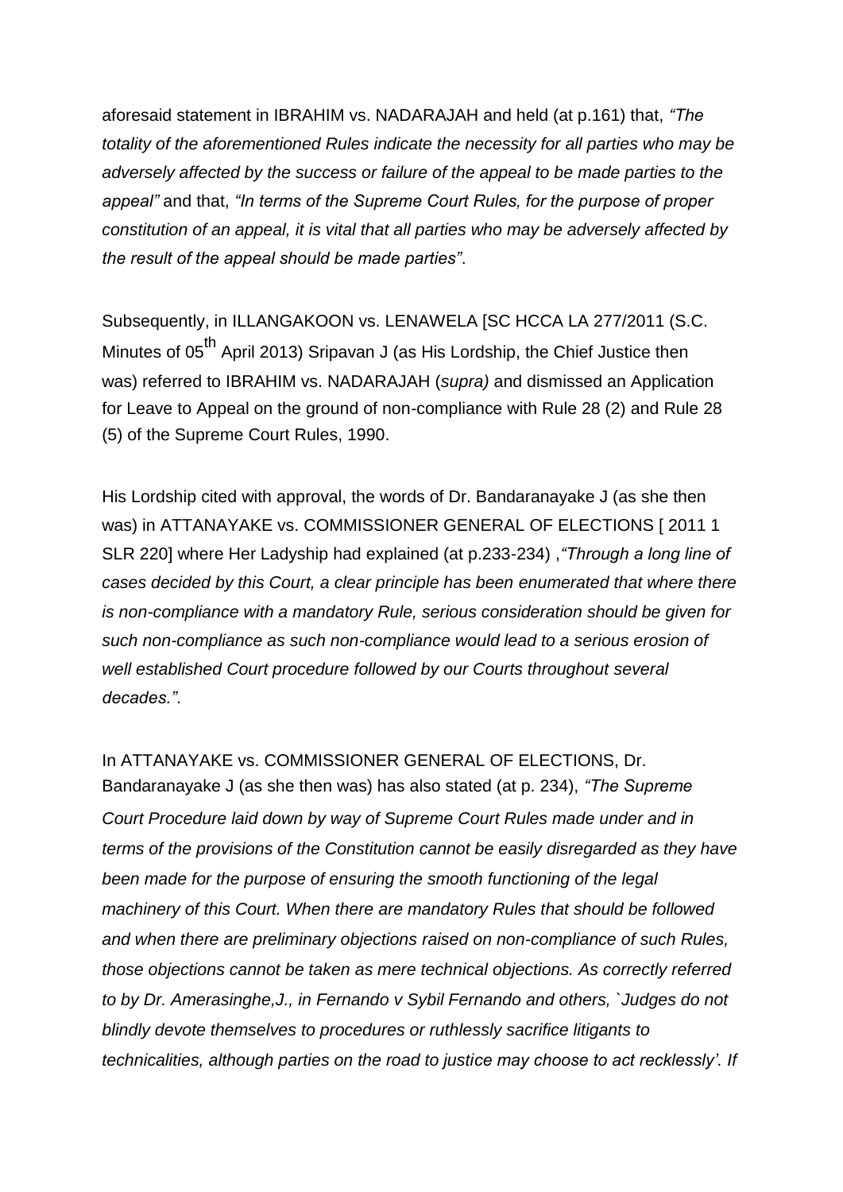aforesaid statement in IBRAHIM vs. NADARAJAH and held (at p.161) that, *"The totality of the aforementioned Rules indicate the necessity for all parties who may be adversely affected by the success or failure of the appeal to be made parties to the appeal"* and that, *"In terms of the Supreme Court Rules, for the purpose of proper constitution of an appeal, it is vital that all parties who may be adversely affected by the result of the appeal should be made parties"*.

Subsequently, in ILLANGAKOON vs. LENAWELA [SC HCCA LA 277/2011 (S.C. Minutes of 05th April 2013) Sripavan J (as His Lordship, the Chief Justice then was) referred to IBRAHIM vs. NADARAJAH (*supra)* and dismissed an Application for Leave to Appeal on the ground of non-compliance with Rule 28 (2) and Rule 28 (5) of the Supreme Court Rules, 1990.

His Lordship cited with approval, the words of Dr. Bandaranayake J (as she then was) in ATTANAYAKE vs. COMMISSIONER GENERAL OF ELECTIONS [ 2011 1 SLR 220] where Her Ladyship had explained (at p.233-234) ,*"Through a long line of cases decided by this Court, a clear principle has been enumerated that where there is non-compliance with a mandatory Rule, serious consideration should be given for such non-compliance as such non-compliance would lead to a serious erosion of well established Court procedure followed by our Courts throughout several decades."*.

In ATTANAYAKE vs. COMMISSIONER GENERAL OF ELECTIONS, Dr. Bandaranayake J (as she then was) has also stated (at p. 234), *"The Supreme Court Procedure laid down by way of Supreme Court Rules made under and in terms of the provisions of the Constitution cannot be easily disregarded as they have been made for the purpose of ensuring the smooth functioning of the legal machinery of this Court. When there are mandatory Rules that should be followed and when there are preliminary objections raised on non-compliance of such Rules, those objections cannot be taken as mere technical objections. As correctly referred to by Dr. Amerasinghe,J., in Fernando v Sybil Fernando and others, `Judges do not blindly devote themselves to procedures or ruthlessly sacrifice litigants to technicalities, although parties on the road to justice may choose to act recklessly'. If*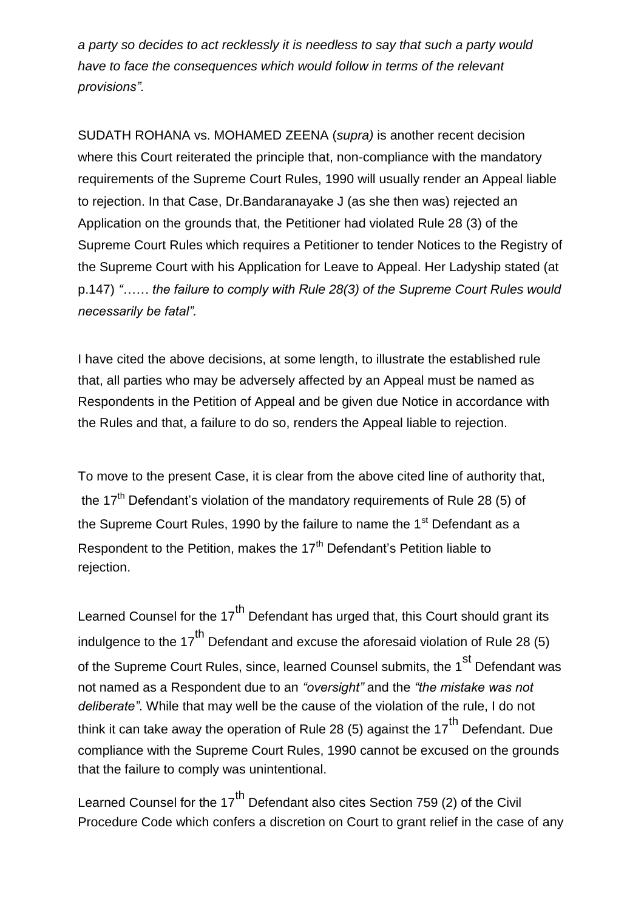*a party so decides to act recklessly it is needless to say that such a party would have to face the consequences which would follow in terms of the relevant provisions".*

SUDATH ROHANA vs. MOHAMED ZEENA (*supra)* is another recent decision where this Court reiterated the principle that, non-compliance with the mandatory requirements of the Supreme Court Rules, 1990 will usually render an Appeal liable to rejection. In that Case, Dr.Bandaranayake J (as she then was) rejected an Application on the grounds that, the Petitioner had violated Rule 28 (3) of the Supreme Court Rules which requires a Petitioner to tender Notices to the Registry of the Supreme Court with his Application for Leave to Appeal. Her Ladyship stated (at p.147) *"…… the failure to comply with Rule 28(3) of the Supreme Court Rules would necessarily be fatal".*

I have cited the above decisions, at some length, to illustrate the established rule that, all parties who may be adversely affected by an Appeal must be named as Respondents in the Petition of Appeal and be given due Notice in accordance with the Rules and that, a failure to do so, renders the Appeal liable to rejection.

To move to the present Case, it is clear from the above cited line of authority that, the 17th Defendant's violation of the mandatory requirements of Rule 28 (5) of the Supreme Court Rules, 1990 by the failure to name the 1st Defendant as a Respondent to the Petition, makes the 17th Defendant's Petition liable to rejection.

Learned Counsel for the 17th Defendant has urged that, this Court should grant its indulgence to the 17th Defendant and excuse the aforesaid violation of Rule 28 (5) of the Supreme Court Rules, since, learned Counsel submits, the 1st Defendant was not named as a Respondent due to an *"oversight"* and the *"the mistake was not deliberate"*. While that may well be the cause of the violation of the rule, I do not think it can take away the operation of Rule 28 (5) against the 17th Defendant. Due compliance with the Supreme Court Rules, 1990 cannot be excused on the grounds that the failure to comply was unintentional.

Learned Counsel for the 17th Defendant also cites Section 759 (2) of the Civil Procedure Code which confers a discretion on Court to grant relief in the case of any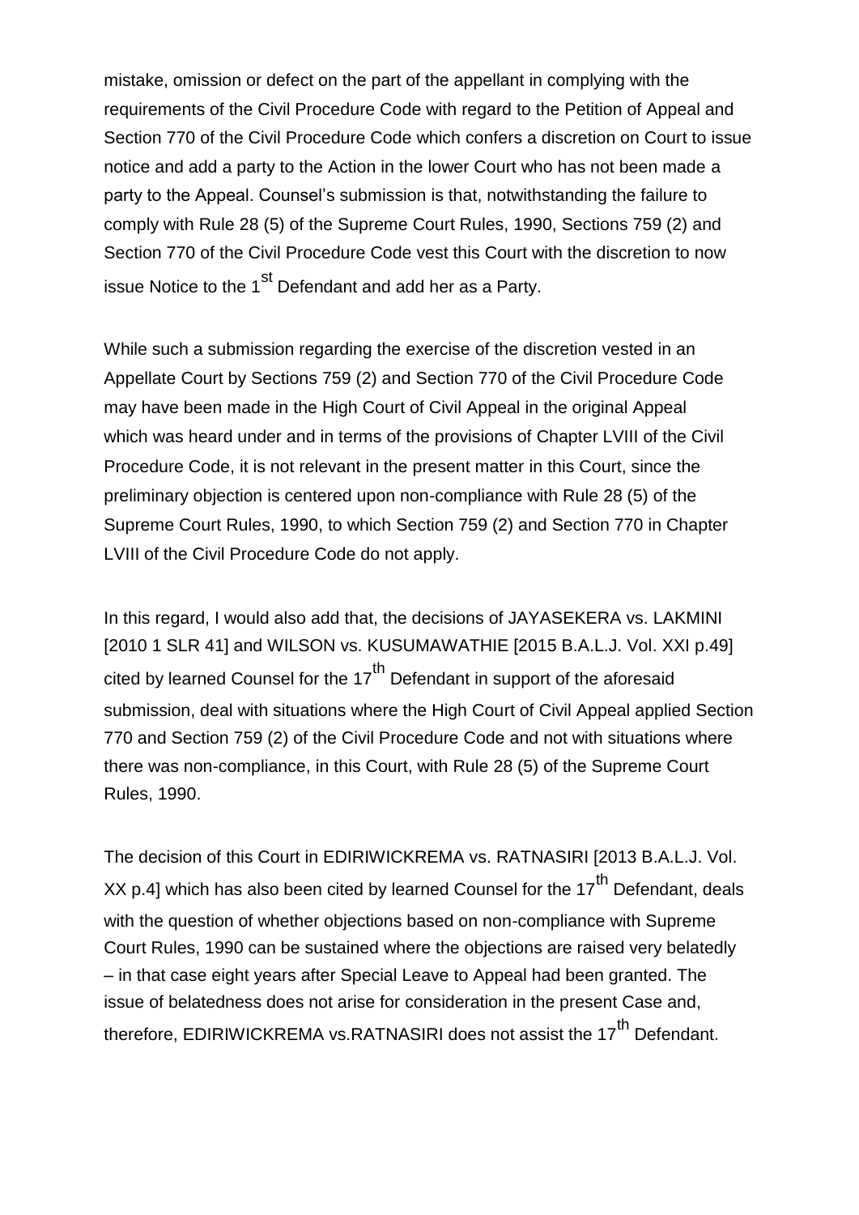mistake, omission or defect on the part of the appellant in complying with the requirements of the Civil Procedure Code with regard to the Petition of Appeal and Section 770 of the Civil Procedure Code which confers a discretion on Court to issue notice and add a party to the Action in the lower Court who has not been made a party to the Appeal. Counsel's submission is that, notwithstanding the failure to comply with Rule 28 (5) of the Supreme Court Rules, 1990, Sections 759 (2) and Section 770 of the Civil Procedure Code vest this Court with the discretion to now issue Notice to the 1st Defendant and add her as a Party.

While such a submission regarding the exercise of the discretion vested in an Appellate Court by Sections 759 (2) and Section 770 of the Civil Procedure Code may have been made in the High Court of Civil Appeal in the original Appeal which was heard under and in terms of the provisions of Chapter LVIII of the Civil Procedure Code, it is not relevant in the present matter in this Court, since the preliminary objection is centered upon non-compliance with Rule 28 (5) of the Supreme Court Rules, 1990, to which Section 759 (2) and Section 770 in Chapter LVIII of the Civil Procedure Code do not apply.

In this regard, I would also add that, the decisions of JAYASEKERA vs. LAKMINI [2010 1 SLR 41] and WILSON vs. KUSUMAWATHIE [2015 B.A.L.J. Vol. XXI p.49] cited by learned Counsel for the 17th Defendant in support of the aforesaid submission, deal with situations where the High Court of Civil Appeal applied Section 770 and Section 759 (2) of the Civil Procedure Code and not with situations where there was non-compliance, in this Court, with Rule 28 (5) of the Supreme Court Rules, 1990.

The decision of this Court in EDIRIWICKREMA vs. RATNASIRI [2013 B.A.L.J. Vol. XX p.4] which has also been cited by learned Counsel for the 17th Defendant, deals with the question of whether objections based on non-compliance with Supreme Court Rules, 1990 can be sustained where the objections are raised very belatedly – in that case eight years after Special Leave to Appeal had been granted. The issue of belatedness does not arise for consideration in the present Case and, therefore, EDIRIWICKREMA vs.RATNASIRI does not assist the 17th Defendant.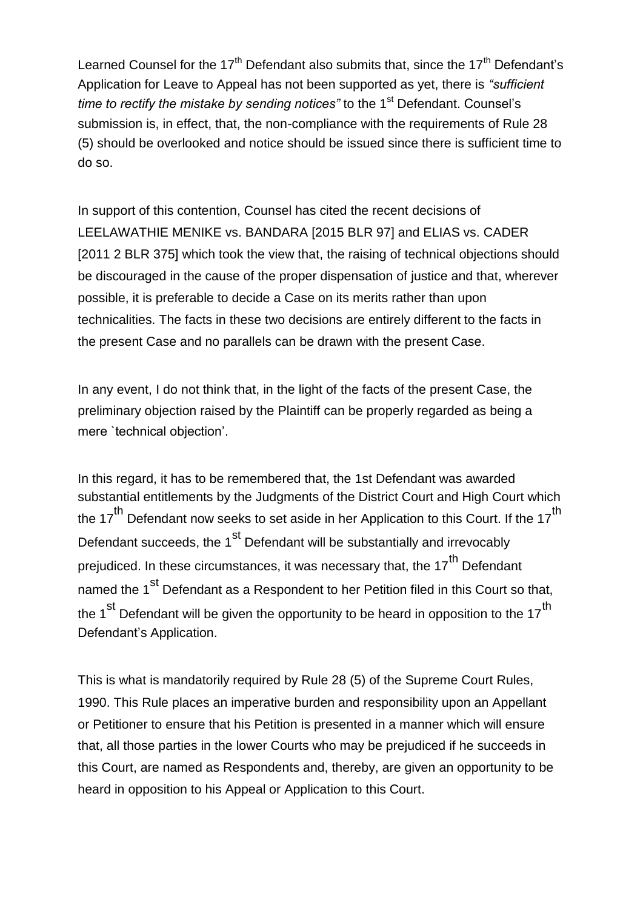Learned Counsel for the 17th Defendant also submits that, since the 17th Defendant's Application for Leave to Appeal has not been supported as yet, there is *"sufficient time to rectify the mistake by sending notices"* to the 1st Defendant. Counsel's submission is, in effect, that, the non-compliance with the requirements of Rule 28 (5) should be overlooked and notice should be issued since there is sufficient time to do so.

In support of this contention, Counsel has cited the recent decisions of LEELAWATHIE MENIKE vs. BANDARA [2015 BLR 97] and ELIAS vs. CADER [2011 2 BLR 375] which took the view that, the raising of technical objections should be discouraged in the cause of the proper dispensation of justice and that, wherever possible, it is preferable to decide a Case on its merits rather than upon technicalities. The facts in these two decisions are entirely different to the facts in the present Case and no parallels can be drawn with the present Case.

In any event, I do not think that, in the light of the facts of the present Case, the preliminary objection raised by the Plaintiff can be properly regarded as being a mere `technical objection'.

In this regard, it has to be remembered that, the 1st Defendant was awarded substantial entitlements by the Judgments of the District Court and High Court which the 17th Defendant now seeks to set aside in her Application to this Court. If the 17th Defendant succeeds, the 1st Defendant will be substantially and irrevocably prejudiced. In these circumstances, it was necessary that, the 17th Defendant named the 1st Defendant as a Respondent to her Petition filed in this Court so that, the 1st Defendant will be given the opportunity to be heard in opposition to the 17th Defendant's Application.

This is what is mandatorily required by Rule 28 (5) of the Supreme Court Rules, 1990. This Rule places an imperative burden and responsibility upon an Appellant or Petitioner to ensure that his Petition is presented in a manner which will ensure that, all those parties in the lower Courts who may be prejudiced if he succeeds in this Court, are named as Respondents and, thereby, are given an opportunity to be heard in opposition to his Appeal or Application to this Court.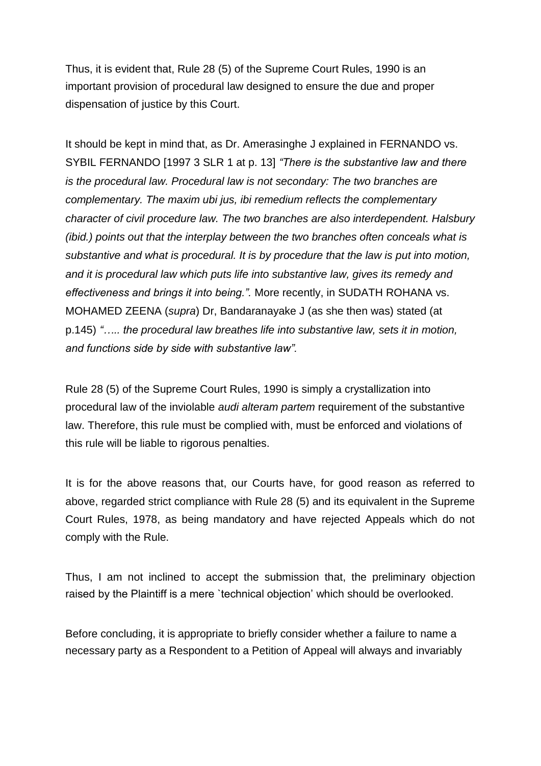Thus, it is evident that, Rule 28 (5) of the Supreme Court Rules, 1990 is an important provision of procedural law designed to ensure the due and proper dispensation of justice by this Court.

It should be kept in mind that, as Dr. Amerasinghe J explained in FERNANDO vs. SYBIL FERNANDO [1997 3 SLR 1 at p. 13] *"There is the substantive law and there is the procedural law. Procedural law is not secondary: The two branches are complementary. The maxim ubi jus, ibi remedium reflects the complementary character of civil procedure law. The two branches are also interdependent. Halsbury (ibid.) points out that the interplay between the two branches often conceals what is substantive and what is procedural. It is by procedure that the law is put into motion, and it is procedural law which puts life into substantive law, gives its remedy and effectiveness and brings it into being.".* More recently, in SUDATH ROHANA vs. MOHAMED ZEENA (*supra*) Dr, Bandaranayake J (as she then was) stated (at p.145) *"….. the procedural law breathes life into substantive law, sets it in motion, and functions side by side with substantive law".*

Rule 28 (5) of the Supreme Court Rules, 1990 is simply a crystallization into procedural law of the inviolable *audi alteram partem* requirement of the substantive law. Therefore, this rule must be complied with, must be enforced and violations of this rule will be liable to rigorous penalties.

It is for the above reasons that, our Courts have, for good reason as referred to above, regarded strict compliance with Rule 28 (5) and its equivalent in the Supreme Court Rules, 1978, as being mandatory and have rejected Appeals which do not comply with the Rule.

Thus, I am not inclined to accept the submission that, the preliminary objection raised by the Plaintiff is a mere `technical objection' which should be overlooked.

Before concluding, it is appropriate to briefly consider whether a failure to name a necessary party as a Respondent to a Petition of Appeal will always and invariably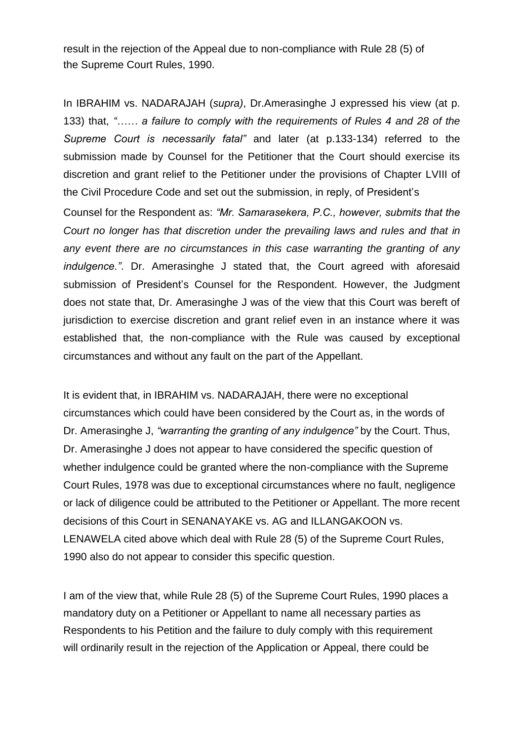result in the rejection of the Appeal due to non-compliance with Rule 28 (5) of the Supreme Court Rules, 1990.

In IBRAHIM vs. NADARAJAH (*supra)*, Dr.Amerasinghe J expressed his view (at p. 133) that, *"…… a failure to comply with the requirements of Rules 4 and 28 of the Supreme Court is necessarily fatal"* and later (at p.133-134) referred to the submission made by Counsel for the Petitioner that the Court should exercise its discretion and grant relief to the Petitioner under the provisions of Chapter LVIII of the Civil Procedure Code and set out the submission, in reply, of President's Counsel for the Respondent as: *"Mr. Samarasekera, P.C., however, submits that the Court no longer has that discretion under the prevailing laws and rules and that in any event there are no circumstances in this case warranting the granting of any indulgence."*. Dr. Amerasinghe J stated that, the Court agreed with aforesaid submission of President's Counsel for the Respondent. However, the Judgment does not state that, Dr. Amerasinghe J was of the view that this Court was bereft of jurisdiction to exercise discretion and grant relief even in an instance where it was established that, the non-compliance with the Rule was caused by exceptional circumstances and without any fault on the part of the Appellant.

It is evident that, in IBRAHIM vs. NADARAJAH, there were no exceptional circumstances which could have been considered by the Court as, in the words of Dr. Amerasinghe J, *"warranting the granting of any indulgence"* by the Court. Thus, Dr. Amerasinghe J does not appear to have considered the specific question of whether indulgence could be granted where the non-compliance with the Supreme Court Rules, 1978 was due to exceptional circumstances where no fault, negligence or lack of diligence could be attributed to the Petitioner or Appellant. The more recent decisions of this Court in SENANAYAKE vs. AG and ILLANGAKOON vs. LENAWELA cited above which deal with Rule 28 (5) of the Supreme Court Rules, 1990 also do not appear to consider this specific question.

I am of the view that, while Rule 28 (5) of the Supreme Court Rules, 1990 places a mandatory duty on a Petitioner or Appellant to name all necessary parties as Respondents to his Petition and the failure to duly comply with this requirement will ordinarily result in the rejection of the Application or Appeal, there could be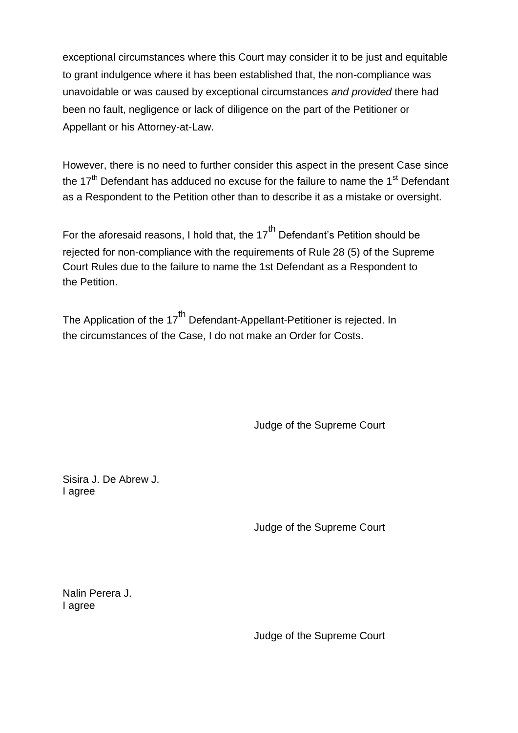exceptional circumstances where this Court may consider it to be just and equitable to grant indulgence where it has been established that, the non-compliance was unavoidable or was caused by exceptional circumstances *and provided* there had been no fault, negligence or lack of diligence on the part of the Petitioner or Appellant or his Attorney-at-Law.

However, there is no need to further consider this aspect in the present Case since the 17th Defendant has adduced no excuse for the failure to name the 1st Defendant as a Respondent to the Petition other than to describe it as a mistake or oversight.

For the aforesaid reasons, I hold that, the 17th Defendant's Petition should be rejected for non-compliance with the requirements of Rule 28 (5) of the Supreme Court Rules due to the failure to name the 1st Defendant as a Respondent to the Petition.

The Application of the 17th Defendant-Appellant-Petitioner is rejected. In the circumstances of the Case, I do not make an Order for Costs.

Judge of the Supreme Court

Sisira J. De Abrew J.
I agree

Judge of the Supreme Court

Nalin Perera J.
I agree

Judge of the Supreme Court